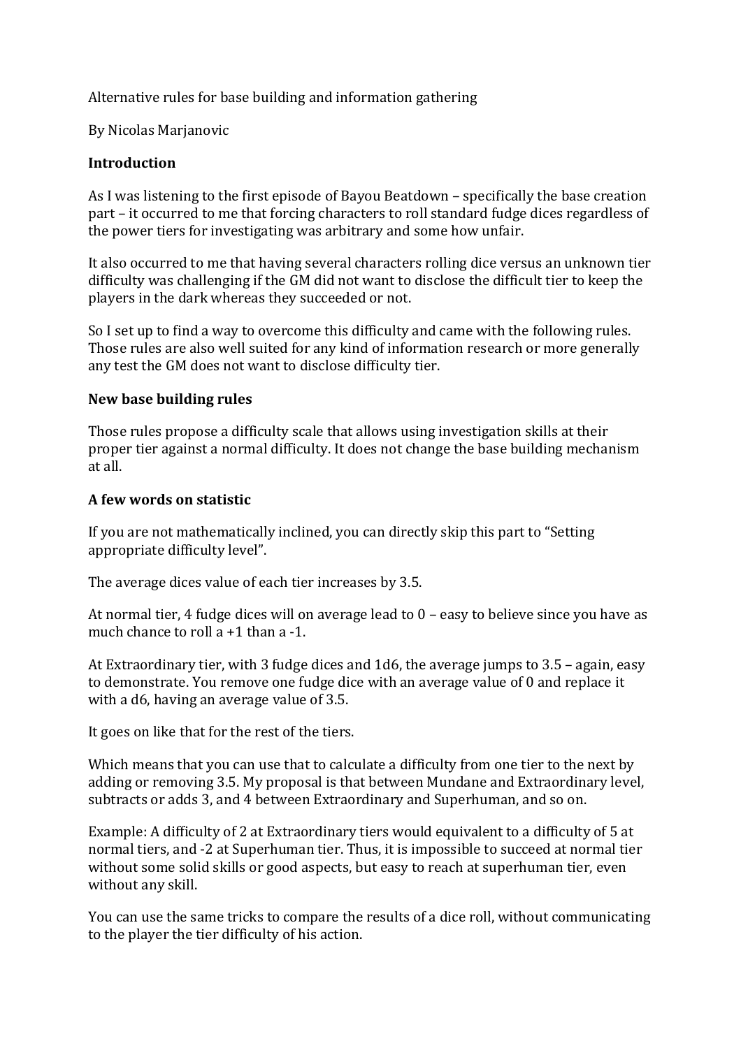Alternative rules for base building and information gathering

By Nicolas Marjanovic

### Introduction

As I was listening to the first episode of Bayou Beatdown – specifically the base creation part – it occurred to me that forcing characters to roll standard fudge dices regardless of the power tiers for investigating was arbitrary and some how unfair.

It also occurred to me that having several characters rolling dice versus an unknown tier difficulty was challenging if the GM did not want to disclose the difficult tier to keep the players in the dark whereas they succeeded or not.

So I set up to find a way to overcome this difficulty and came with the following rules. Those rules are also well suited for any kind of information research or more generally any test the GM does not want to disclose difficulty tier.

### New base building rules

Those rules propose a difficulty scale that allows using investigation skills at their proper tier against a normal difficulty. It does not change the base building mechanism at all.

### A few words on statistic

If you are not mathematically inclined, you can directly skip this part to “Setting appropriate difficulty level”.

The average dices value of each tier increases by 3.5.

At normal tier, 4 fudge dices will on average lead to 0 – easy to believe since you have as much chance to roll a +1 than a -1.

At Extraordinary tier, with 3 fudge dices and 1d6, the average jumps to 3.5 – again, easy to demonstrate. You remove one fudge dice with an average value of 0 and replace it with a d6, having an average value of 3.5.

It goes on like that for the rest of the tiers.

Which means that you can use that to calculate a difficulty from one tier to the next by adding or removing 3.5. My proposal is that between Mundane and Extraordinary level, subtracts or adds 3, and 4 between Extraordinary and Superhuman, and so on.

Example: A difficulty of 2 at Extraordinary tiers would equivalent to a difficulty of 5 at normal tiers, and -2 at Superhuman tier. Thus, it is impossible to succeed at normal tier without some solid skills or good aspects, but easy to reach at superhuman tier, even without any skill.

You can use the same tricks to compare the results of a dice roll, without communicating to the player the tier difficulty of his action.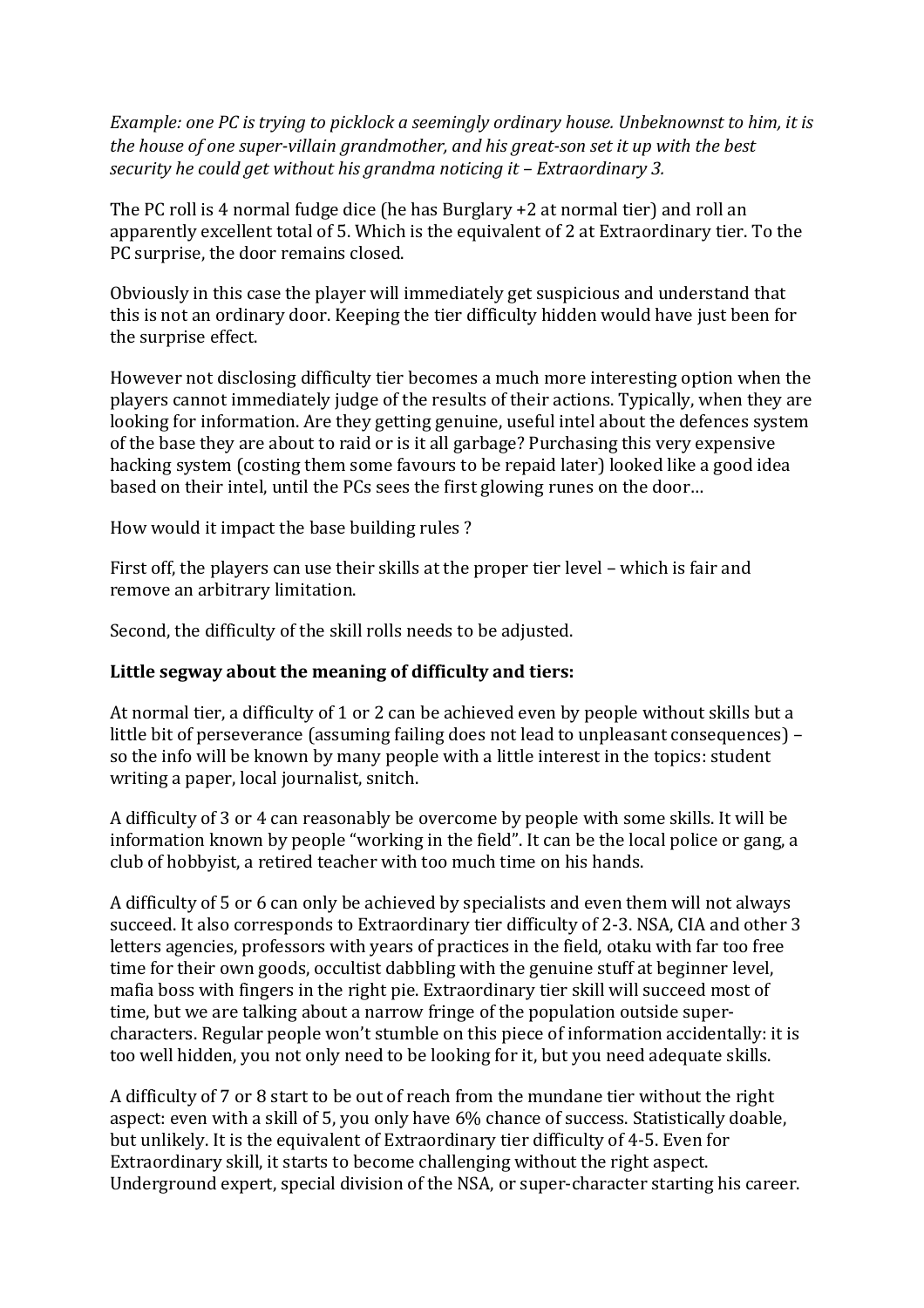*Example: one PC is trying to picklock a seemingly ordinary house. Unbeknownst to him, it is the house of one super-villain grandmother, and his great-son set it up with the best security he could get without his grandma noticing it – Extraordinary 3.*

The PC roll is 4 normal fudge dice (he has Burglary +2 at normal tier) and roll an apparently excellent total of 5. Which is the equivalent of 2 at Extraordinary tier. To the PC surprise, the door remains closed.

Obviously in this case the player will immediately get suspicious and understand that this is not an ordinary door. Keeping the tier difficulty hidden would have just been for the surprise effect.

However not disclosing difficulty tier becomes a much more interesting option when the players cannot immediately judge of the results of their actions. Typically, when they are looking for information. Are they getting genuine, useful intel about the defences system of the base they are about to raid or is it all garbage? Purchasing this very expensive hacking system (costing them some favours to be repaid later) looked like a good idea based on their intel, until the PCs sees the first glowing runes on the door…

How would it impact the base building rules ?

First off, the players can use their skills at the proper tier level – which is fair and remove an arbitrary limitation.

Second, the difficulty of the skill rolls needs to be adjusted.

**Little segway about the meaning of difficulty and tiers:**

At normal tier, a difficulty of 1 or 2 can be achieved even by people without skills but a little bit of perseverance (assuming failing does not lead to unpleasant consequences) – so the info will be known by many people with a little interest in the topics: student writing a paper, local journalist, snitch.

A difficulty of 3 or 4 can reasonably be overcome by people with some skills. It will be information known by people "working in the field". It can be the local police or gang, a club of hobbyist, a retired teacher with too much time on his hands.

A difficulty of 5 or 6 can only be achieved by specialists and even them will not always succeed. It also corresponds to Extraordinary tier difficulty of 2-3. NSA, CIA and other 3 letters agencies, professors with years of practices in the field, otaku with far too free time for their own goods, occultist dabbling with the genuine stuff at beginner level, mafia boss with fingers in the right pie. Extraordinary tier skill will succeed most of time, but we are talking about a narrow fringe of the population outside super-characters. Regular people won't stumble on this piece of information accidentally: it is too well hidden, you not only need to be looking for it, but you need adequate skills.

A difficulty of 7 or 8 start to be out of reach from the mundane tier without the right aspect: even with a skill of 5, you only have 6% chance of success. Statistically doable, but unlikely. It is the equivalent of Extraordinary tier difficulty of 4-5. Even for Extraordinary skill, it starts to become challenging without the right aspect. Underground expert, special division of the NSA, or super-character starting his career.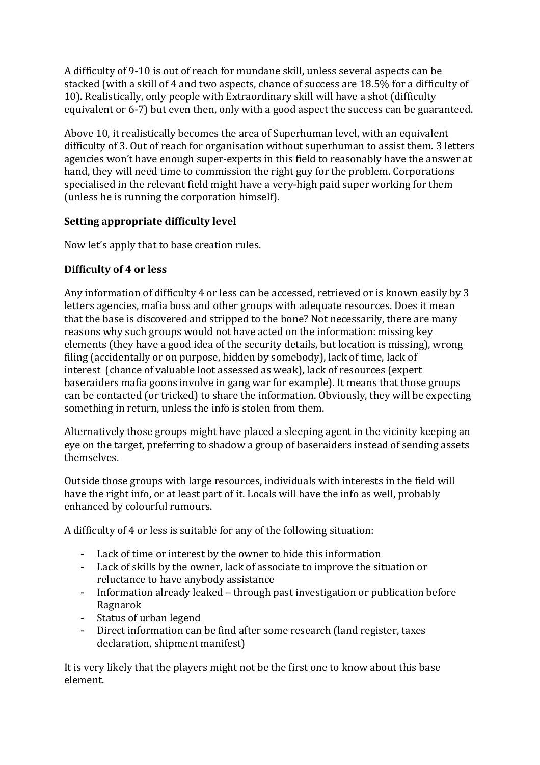A difficulty of 9-10 is out of reach for mundane skill, unless several aspects can be stacked (with a skill of 4 and two aspects, chance of success are 18.5% for a difficulty of 10). Realistically, only people with Extraordinary skill will have a shot (difficulty equivalent or 6-7) but even then, only with a good aspect the success can be guaranteed.

Above 10, it realistically becomes the area of Superhuman level, with an equivalent difficulty of 3. Out of reach for organisation without superhuman to assist them. 3 letters agencies won't have enough super-experts in this field to reasonably have the answer at hand, they will need time to commission the right guy for the problem. Corporations specialised in the relevant field might have a very-high paid super working for them (unless he is running the corporation himself).

**Setting appropriate difficulty level**

Now let's apply that to base creation rules.

**Difficulty of 4 or less**

Any information of difficulty 4 or less can be accessed, retrieved or is known easily by 3 letters agencies, mafia boss and other groups with adequate resources. Does it mean that the base is discovered and stripped to the bone? Not necessarily, there are many reasons why such groups would not have acted on the information: missing key elements (they have a good idea of the security details, but location is missing), wrong filing (accidentally or on purpose, hidden by somebody), lack of time, lack of interest (chance of valuable loot assessed as weak), lack of resources (expert baseraiders mafia goons involve in gang war for example). It means that those groups can be contacted (or tricked) to share the information. Obviously, they will be expecting something in return, unless the info is stolen from them.

Alternatively those groups might have placed a sleeping agent in the vicinity keeping an eye on the target, preferring to shadow a group of baseraiders instead of sending assets themselves.

Outside those groups with large resources, individuals with interests in the field will have the right info, or at least part of it. Locals will have the info as well, probably enhanced by colourful rumours.

A difficulty of 4 or less is suitable for any of the following situation:

- Lack of time or interest by the owner to hide this information
- Lack of skills by the owner, lack of associate to improve the situation or reluctance to have anybody assistance
- Information already leaked – through past investigation or publication before Ragnarok
- Status of urban legend
- Direct information can be find after some research (land register, taxes declaration, shipment manifest)

It is very likely that the players might not be the first one to know about this base element.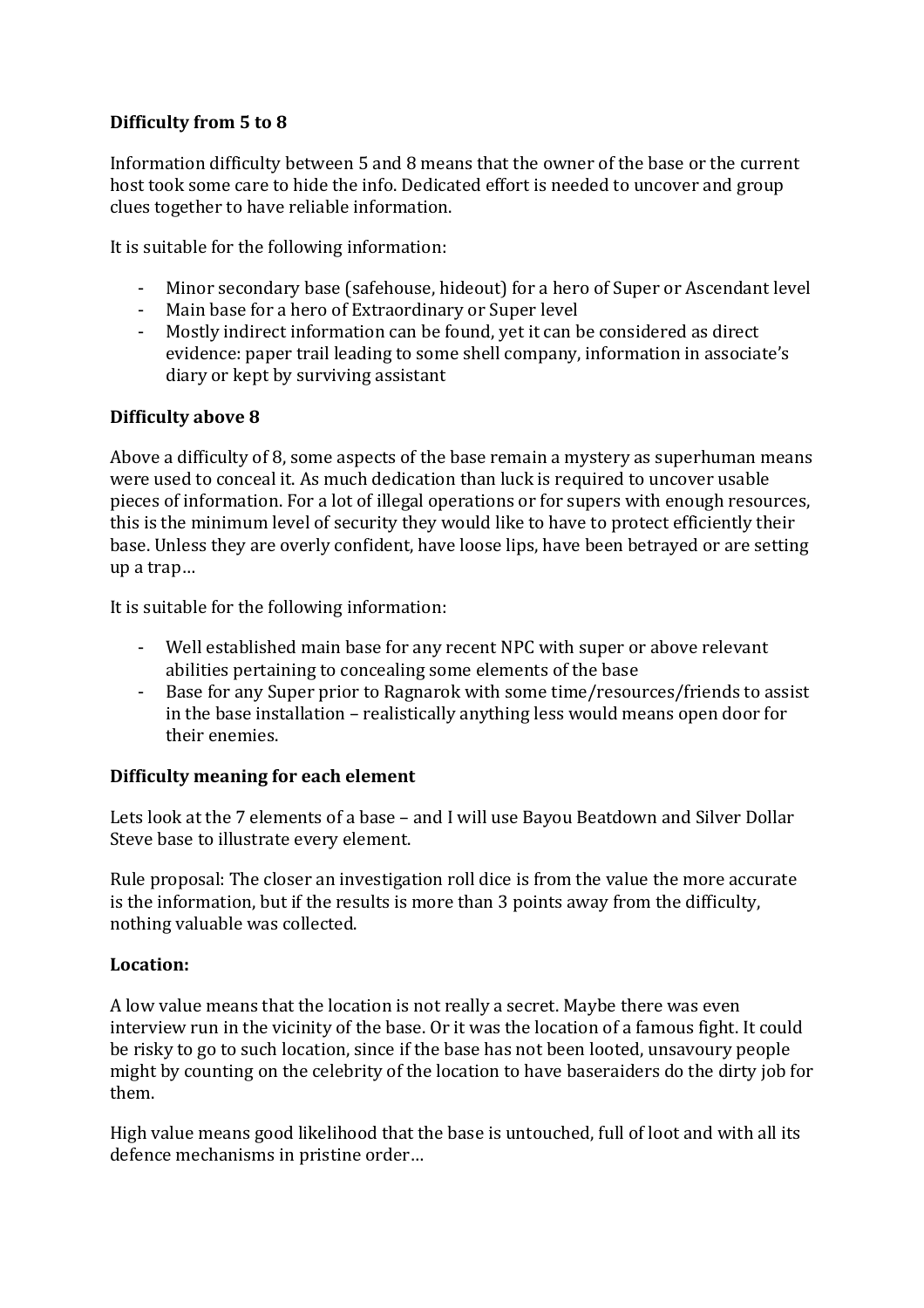**Difficulty from 5 to 8**

Information difficulty between 5 and 8 means that the owner of the base or the current host took some care to hide the info. Dedicated effort is needed to uncover and group clues together to have reliable information.

It is suitable for the following information:

- Minor secondary base (safehouse, hideout) for a hero of Super or Ascendant level
- Main base for a hero of Extraordinary or Super level
- Mostly indirect information can be found, yet it can be considered as direct evidence: paper trail leading to some shell company, information in associate's diary or kept by surviving assistant

**Difficulty above 8**

Above a difficulty of 8, some aspects of the base remain a mystery as superhuman means were used to conceal it. As much dedication than luck is required to uncover usable pieces of information. For a lot of illegal operations or for supers with enough resources, this is the minimum level of security they would like to have to protect efficiently their base. Unless they are overly confident, have loose lips, have been betrayed or are setting up a trap…

It is suitable for the following information:

- Well established main base for any recent NPC with super or above relevant abilities pertaining to concealing some elements of the base
- Base for any Super prior to Ragnarok with some time/resources/friends to assist in the base installation – realistically anything less would means open door for their enemies.

**Difficulty meaning for each element**

Lets look at the 7 elements of a base – and I will use Bayou Beatdown and Silver Dollar Steve base to illustrate every element.

Rule proposal: The closer an investigation roll dice is from the value the more accurate is the information, but if the results is more than 3 points away from the difficulty, nothing valuable was collected.

**Location:**

A low value means that the location is not really a secret. Maybe there was even interview run in the vicinity of the base. Or it was the location of a famous fight. It could be risky to go to such location, since if the base has not been looted, unsavoury people might by counting on the celebrity of the location to have baseraiders do the dirty job for them.

High value means good likelihood that the base is untouched, full of loot and with all its defence mechanisms in pristine order…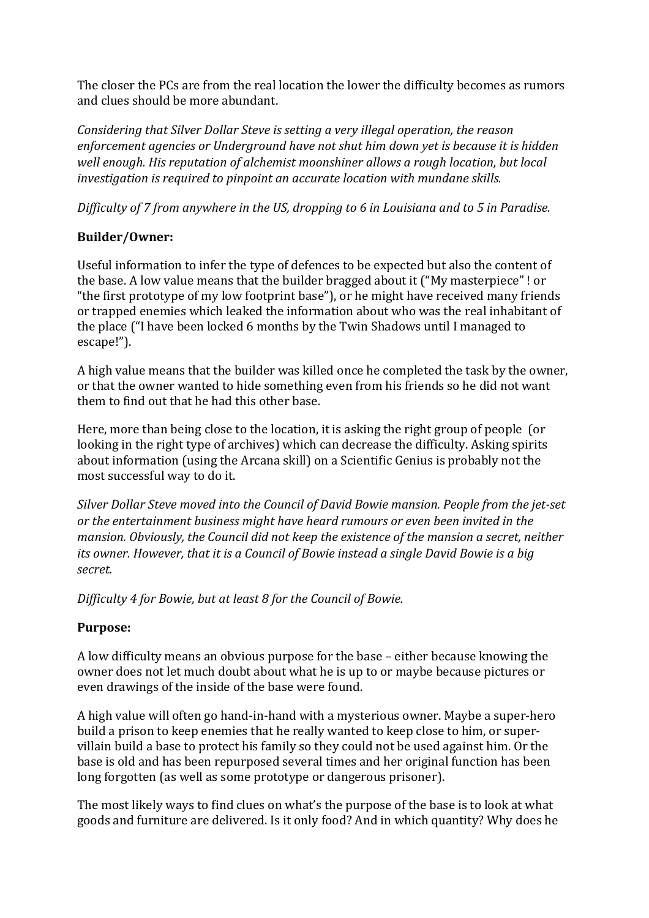The closer the PCs are from the real location the lower the difficulty becomes as rumors and clues should be more abundant.

*Considering that Silver Dollar Steve is setting a very illegal operation, the reason enforcement agencies or Underground have not shut him down yet is because it is hidden well enough. His reputation of alchemist moonshiner allows a rough location, but local investigation is required to pinpoint an accurate location with mundane skills.*

*Difficulty of 7 from anywhere in the US, dropping to 6 in Louisiana and to 5 in Paradise.*

**Builder/Owner:**

Useful information to infer the type of defences to be expected but also the content of the base. A low value means that the builder bragged about it ("My masterpiece" ! or "the first prototype of my low footprint base"), or he might have received many friends or trapped enemies which leaked the information about who was the real inhabitant of the place ("I have been locked 6 months by the Twin Shadows until I managed to escape!").

A high value means that the builder was killed once he completed the task by the owner, or that the owner wanted to hide something even from his friends so he did not want them to find out that he had this other base.

Here, more than being close to the location, it is asking the right group of people (or looking in the right type of archives) which can decrease the difficulty. Asking spirits about information (using the Arcana skill) on a Scientific Genius is probably not the most successful way to do it.

*Silver Dollar Steve moved into the Council of David Bowie mansion. People from the jet-set or the entertainment business might have heard rumours or even been invited in the mansion. Obviously, the Council did not keep the existence of the mansion a secret, neither its owner. However, that it is a Council of Bowie instead a single David Bowie is a big secret.*

*Difficulty 4 for Bowie, but at least 8 for the Council of Bowie.*

**Purpose:**

A low difficulty means an obvious purpose for the base – either because knowing the owner does not let much doubt about what he is up to or maybe because pictures or even drawings of the inside of the base were found.

A high value will often go hand-in-hand with a mysterious owner. Maybe a super-hero build a prison to keep enemies that he really wanted to keep close to him, or super-villain build a base to protect his family so they could not be used against him. Or the base is old and has been repurposed several times and her original function has been long forgotten (as well as some prototype or dangerous prisoner).

The most likely ways to find clues on what's the purpose of the base is to look at what goods and furniture are delivered. Is it only food? And in which quantity? Why does he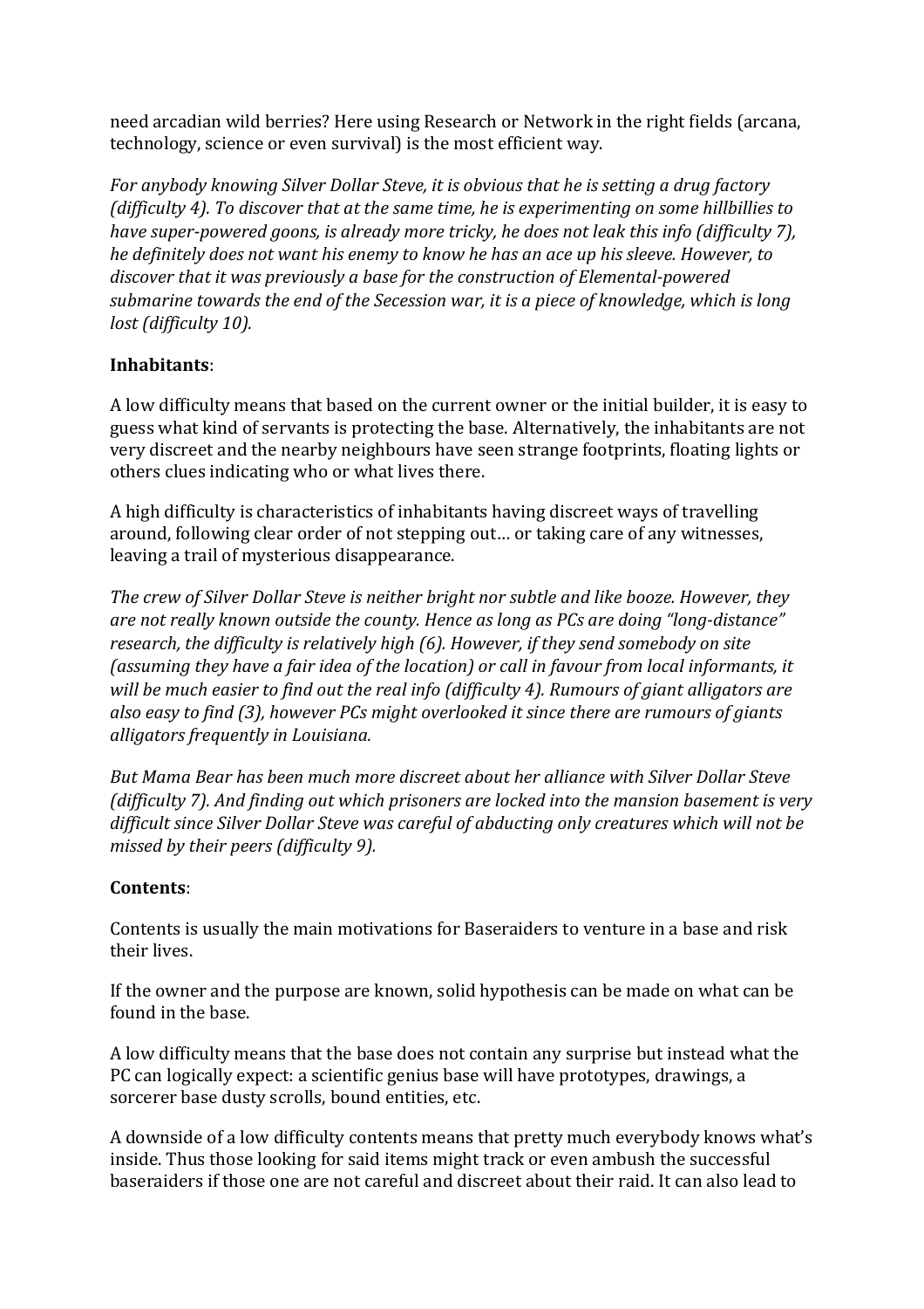need arcadian wild berries? Here using Research or Network in the right fields (arcana, technology, science or even survival) is the most efficient way.

*For anybody knowing Silver Dollar Steve, it is obvious that he is setting a drug factory (difficulty 4). To discover that at the same time, he is experimenting on some hillbillies to have super-powered goons, is already more tricky, he does not leak this info (difficulty 7), he definitely does not want his enemy to know he has an ace up his sleeve. However, to discover that it was previously a base for the construction of Elemental-powered submarine towards the end of the Secession war, it is a piece of knowledge, which is long lost (difficulty 10).*

**Inhabitants**:

A low difficulty means that based on the current owner or the initial builder, it is easy to guess what kind of servants is protecting the base. Alternatively, the inhabitants are not very discreet and the nearby neighbours have seen strange footprints, floating lights or others clues indicating who or what lives there.

A high difficulty is characteristics of inhabitants having discreet ways of travelling around, following clear order of not stepping out… or taking care of any witnesses, leaving a trail of mysterious disappearance.

*The crew of Silver Dollar Steve is neither bright nor subtle and like booze. However, they are not really known outside the county. Hence as long as PCs are doing "long-distance" research, the difficulty is relatively high (6). However, if they send somebody on site (assuming they have a fair idea of the location) or call in favour from local informants, it will be much easier to find out the real info (difficulty 4). Rumours of giant alligators are also easy to find (3), however PCs might overlooked it since there are rumours of giants alligators frequently in Louisiana.*

*But Mama Bear has been much more discreet about her alliance with Silver Dollar Steve (difficulty 7). And finding out which prisoners are locked into the mansion basement is very difficult since Silver Dollar Steve was careful of abducting only creatures which will not be missed by their peers (difficulty 9).*

**Contents**:

Contents is usually the main motivations for Baseraiders to venture in a base and risk their lives.

If the owner and the purpose are known, solid hypothesis can be made on what can be found in the base.

A low difficulty means that the base does not contain any surprise but instead what the PC can logically expect: a scientific genius base will have prototypes, drawings, a sorcerer base dusty scrolls, bound entities, etc.

A downside of a low difficulty contents means that pretty much everybody knows what's inside. Thus those looking for said items might track or even ambush the successful baseraiders if those one are not careful and discreet about their raid. It can also lead to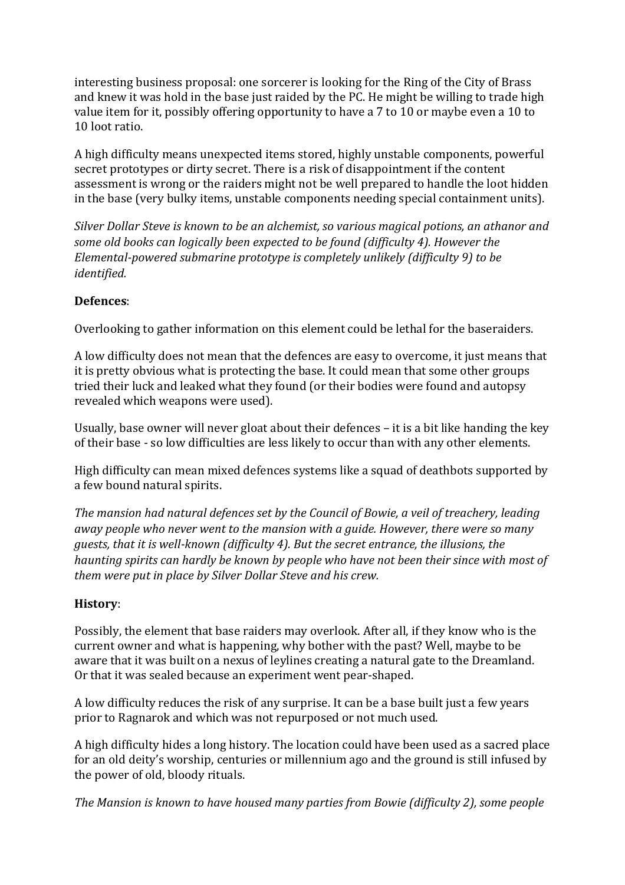interesting business proposal: one sorcerer is looking for the Ring of the City of Brass and knew it was hold in the base just raided by the PC. He might be willing to trade high value item for it, possibly offering opportunity to have a 7 to 10 or maybe even a 10 to 10 loot ratio.

A high difficulty means unexpected items stored, highly unstable components, powerful secret prototypes or dirty secret. There is a risk of disappointment if the content assessment is wrong or the raiders might not be well prepared to handle the loot hidden in the base (very bulky items, unstable components needing special containment units).

*Silver Dollar Steve is known to be an alchemist, so various magical potions, an athanor and some old books can logically been expected to be found (difficulty 4). However the Elemental-powered submarine prototype is completely unlikely (difficulty 9) to be identified.*

**Defences**:

Overlooking to gather information on this element could be lethal for the baseraiders.

A low difficulty does not mean that the defences are easy to overcome, it just means that it is pretty obvious what is protecting the base. It could mean that some other groups tried their luck and leaked what they found (or their bodies were found and autopsy revealed which weapons were used).

Usually, base owner will never gloat about their defences – it is a bit like handing the key of their base - so low difficulties are less likely to occur than with any other elements.

High difficulty can mean mixed defences systems like a squad of deathbots supported by a few bound natural spirits.

*The mansion had natural defences set by the Council of Bowie, a veil of treachery, leading away people who never went to the mansion with a guide. However, there were so many guests, that it is well-known (difficulty 4). But the secret entrance, the illusions, the haunting spirits can hardly be known by people who have not been their since with most of them were put in place by Silver Dollar Steve and his crew.*

**History**:

Possibly, the element that base raiders may overlook. After all, if they know who is the current owner and what is happening, why bother with the past? Well, maybe to be aware that it was built on a nexus of leylines creating a natural gate to the Dreamland. Or that it was sealed because an experiment went pear-shaped.

A low difficulty reduces the risk of any surprise. It can be a base built just a few years prior to Ragnarok and which was not repurposed or not much used.

A high difficulty hides a long history. The location could have been used as a sacred place for an old deity's worship, centuries or millennium ago and the ground is still infused by the power of old, bloody rituals.

*The Mansion is known to have housed many parties from Bowie (difficulty 2), some people*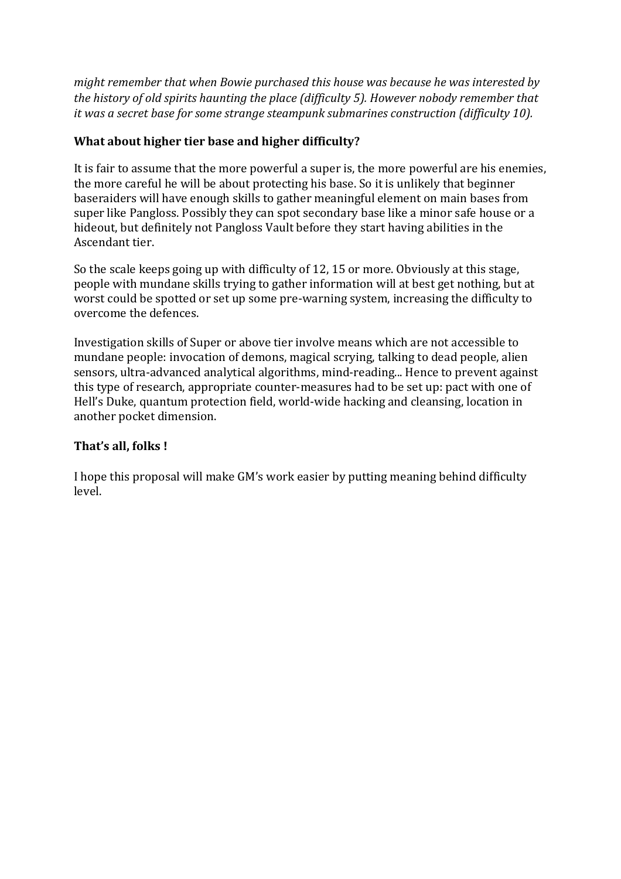*might remember that when Bowie purchased this house was because he was interested by the history of old spirits haunting the place (difficulty 5). However nobody remember that it was a secret base for some strange steampunk submarines construction (difficulty 10).*

### What about higher tier base and higher difficulty?

It is fair to assume that the more powerful a super is, the more powerful are his enemies, the more careful he will be about protecting his base. So it is unlikely that beginner baseraiders will have enough skills to gather meaningful element on main bases from super like Pangloss. Possibly they can spot secondary base like a minor safe house or a hideout, but definitely not Pangloss Vault before they start having abilities in the Ascendant tier.

So the scale keeps going up with difficulty of 12, 15 or more. Obviously at this stage, people with mundane skills trying to gather information will at best get nothing, but at worst could be spotted or set up some pre-warning system, increasing the difficulty to overcome the defences.

Investigation skills of Super or above tier involve means which are not accessible to mundane people: invocation of demons, magical scrying, talking to dead people, alien sensors, ultra-advanced analytical algorithms, mind-reading... Hence to prevent against this type of research, appropriate counter-measures had to be set up: pact with one of Hell's Duke, quantum protection field, world-wide hacking and cleansing, location in another pocket dimension.

### That's all, folks !

I hope this proposal will make GM's work easier by putting meaning behind difficulty level.